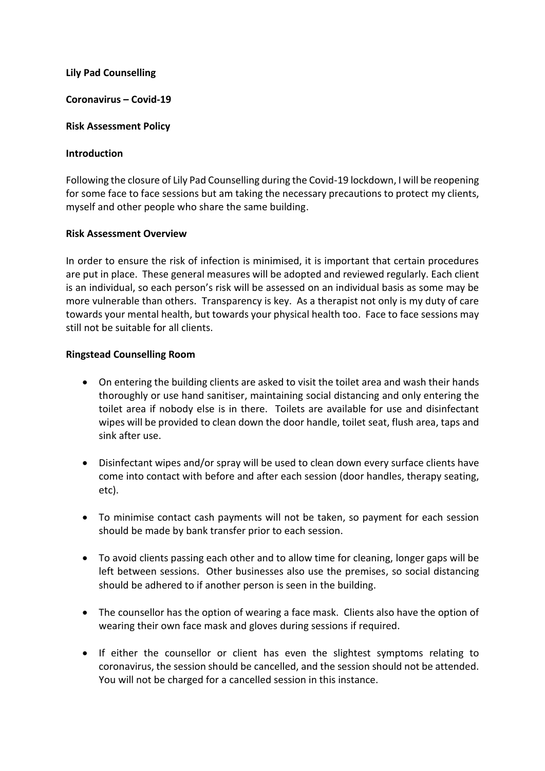**Lily Pad Counselling**

**Coronavirus – Covid-19**

**Risk Assessment Policy**

**Introduction**

Following the closure of Lily Pad Counselling during the Covid-19 lockdown, I will be reopening for some face to face sessions but am taking the necessary precautions to protect my clients, myself and other people who share the same building.

**Risk Assessment Overview**

In order to ensure the risk of infection is minimised, it is important that certain procedures are put in place. These general measures will be adopted and reviewed regularly. Each client is an individual, so each person's risk will be assessed on an individual basis as some may be more vulnerable than others. Transparency is key. As a therapist not only is my duty of care towards your mental health, but towards your physical health too. Face to face sessions may still not be suitable for all clients.

**Ringstead Counselling Room**

- On entering the building clients are asked to visit the toilet area and wash their hands thoroughly or use hand sanitiser, maintaining social distancing and only entering the toilet area if nobody else is in there. Toilets are available for use and disinfectant wipes will be provided to clean down the door handle, toilet seat, flush area, taps and sink after use.

- Disinfectant wipes and/or spray will be used to clean down every surface clients have come into contact with before and after each session (door handles, therapy seating, etc).

- To minimise contact cash payments will not be taken, so payment for each session should be made by bank transfer prior to each session.

- To avoid clients passing each other and to allow time for cleaning, longer gaps will be left between sessions. Other businesses also use the premises, so social distancing should be adhered to if another person is seen in the building.

- The counsellor has the option of wearing a face mask. Clients also have the option of wearing their own face mask and gloves during sessions if required.

- If either the counsellor or client has even the slightest symptoms relating to coronavirus, the session should be cancelled, and the session should not be attended. You will not be charged for a cancelled session in this instance.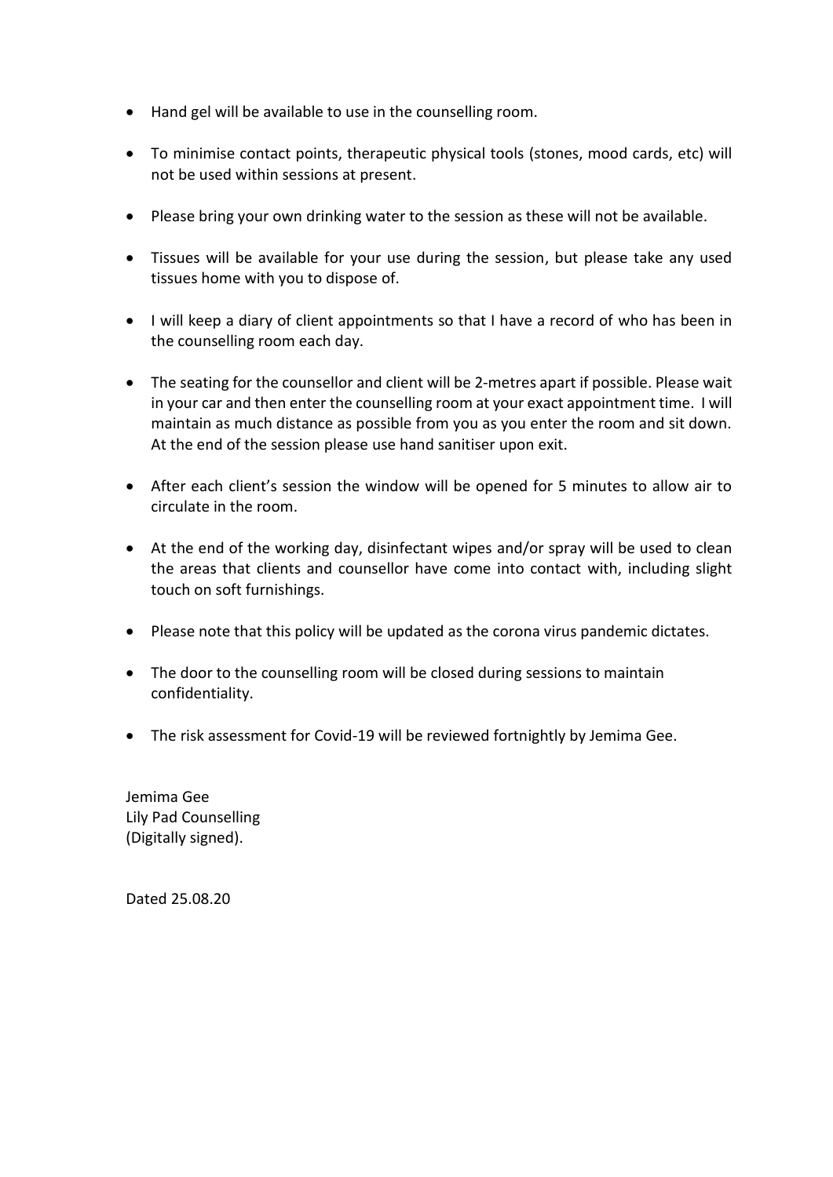- Hand gel will be available to use in the counselling room.

- To minimise contact points, therapeutic physical tools (stones, mood cards, etc) will not be used within sessions at present.

- Please bring your own drinking water to the session as these will not be available.

- Tissues will be available for your use during the session, but please take any used tissues home with you to dispose of.

- I will keep a diary of client appointments so that I have a record of who has been in the counselling room each day.

- The seating for the counsellor and client will be 2-metres apart if possible. Please wait in your car and then enter the counselling room at your exact appointment time. I will maintain as much distance as possible from you as you enter the room and sit down. At the end of the session please use hand sanitiser upon exit.

- After each client's session the window will be opened for 5 minutes to allow air to circulate in the room.

- At the end of the working day, disinfectant wipes and/or spray will be used to clean the areas that clients and counsellor have come into contact with, including slight touch on soft furnishings.

- Please note that this policy will be updated as the corona virus pandemic dictates.

- The door to the counselling room will be closed during sessions to maintain confidentiality.

- The risk assessment for Covid-19 will be reviewed fortnightly by Jemima Gee.

Jemima Gee
Lily Pad Counselling
(Digitally signed).

Dated 25.08.20